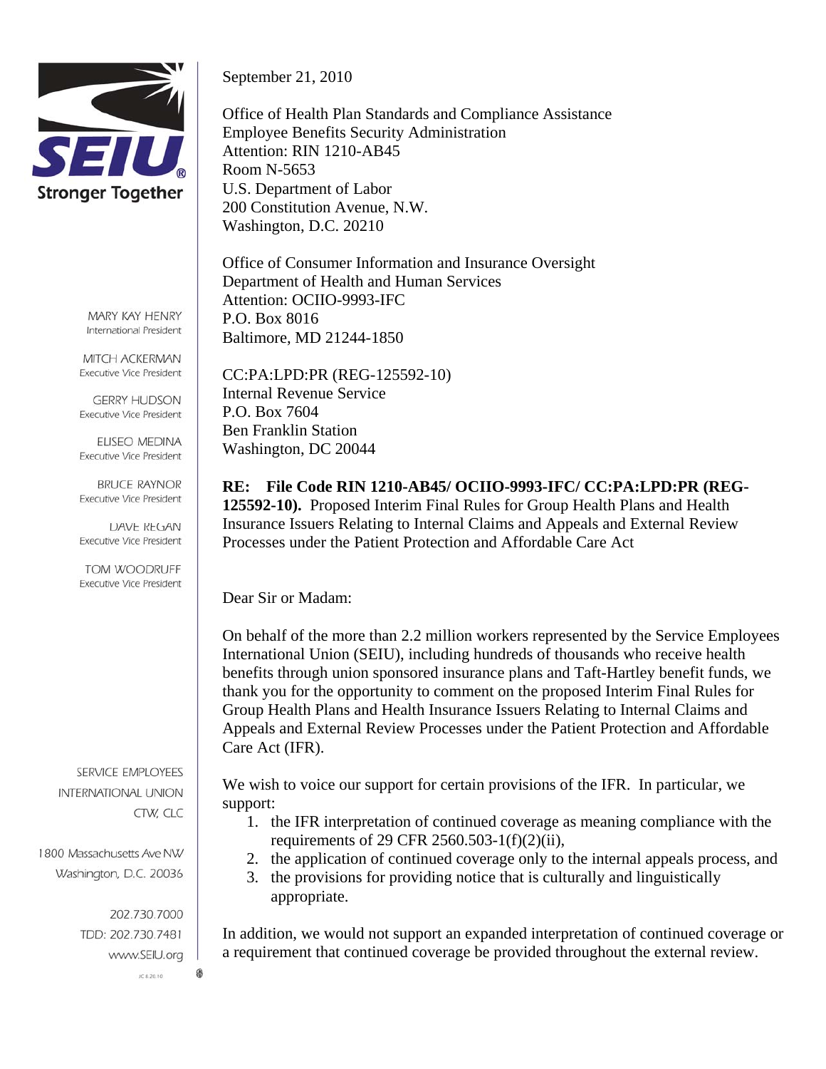SEIU

Stronger Together

MARY KAY HENRY
International President

MITCH ACKERMAN
Executive Vice President

GERRY HUDSON
Executive Vice President

ELISEO MEDINA
Executive Vice President

BRUCE RAYNOR
Executive Vice President

DAVE REGAN
Executive Vice President

TOM WOODRUFF
Executive Vice President

SERVICE EMPLOYEES
INTERNATIONAL UNION
CTW, CLC

1800 Massachusetts Ave NW
Washington, D.C. 20036

202.730.7000
TDD: 202.730.7481
www.SEIU.org

September 21, 2010

Office of Health Plan Standards and Compliance Assistance
Employee Benefits Security Administration
Attention: RIN 1210-AB45
Room N-5653
U.S. Department of Labor
200 Constitution Avenue, N.W.
Washington, D.C. 20210

Office of Consumer Information and Insurance Oversight
Department of Health and Human Services
Attention: OCIIO-9993-IFC
P.O. Box 8016
Baltimore, MD 21244-1850

CC:PA:LPD:PR (REG-125592-10)
Internal Revenue Service
P.O. Box 7604
Ben Franklin Station
Washington, DC 20044

**RE: File Code RIN 1210-AB45/ OCIIO-9993-IFC/ CC:PA:LPD:PR (REG-125592-10).** Proposed Interim Final Rules for Group Health Plans and Health Insurance Issuers Relating to Internal Claims and Appeals and External Review Processes under the Patient Protection and Affordable Care Act

Dear Sir or Madam:

On behalf of the more than 2.2 million workers represented by the Service Employees International Union (SEIU), including hundreds of thousands who receive health benefits through union sponsored insurance plans and Taft-Hartley benefit funds, we thank you for the opportunity to comment on the proposed Interim Final Rules for Group Health Plans and Health Insurance Issuers Relating to Internal Claims and Appeals and External Review Processes under the Patient Protection and Affordable Care Act (IFR).

We wish to voice our support for certain provisions of the IFR. In particular, we support:

1. the IFR interpretation of continued coverage as meaning compliance with the requirements of 29 CFR 2560.503-1(f)(2)(ii),
2. the application of continued coverage only to the internal appeals process, and
3. the provisions for providing notice that is culturally and linguistically appropriate.

In addition, we would not support an expanded interpretation of continued coverage or a requirement that continued coverage be provided throughout the external review.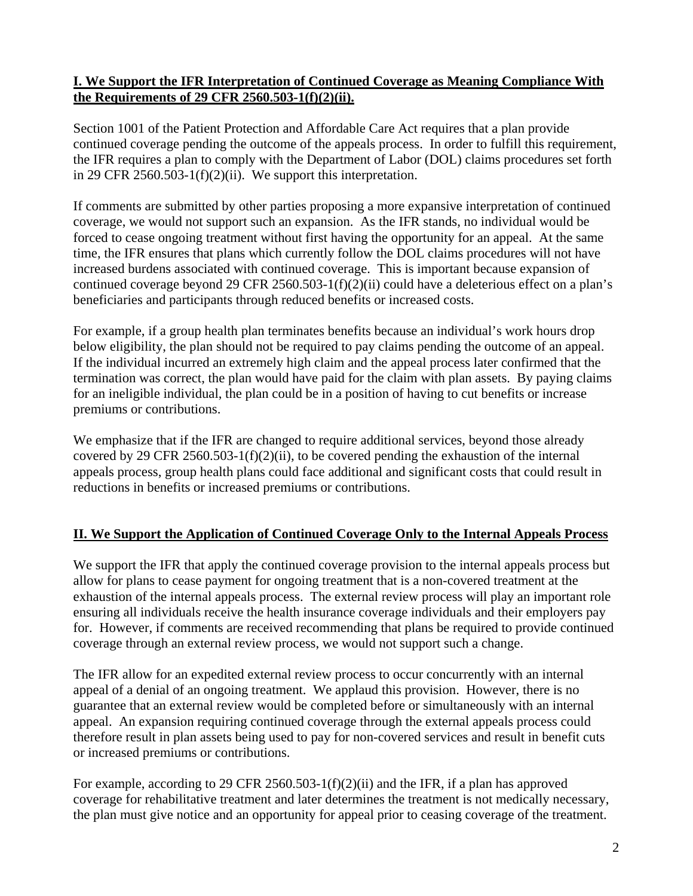## I. We Support the IFR Interpretation of Continued Coverage as Meaning Compliance With the Requirements of 29 CFR 2560.503-1(f)(2)(ii).

Section 1001 of the Patient Protection and Affordable Care Act requires that a plan provide continued coverage pending the outcome of the appeals process. In order to fulfill this requirement, the IFR requires a plan to comply with the Department of Labor (DOL) claims procedures set forth in 29 CFR 2560.503-1(f)(2)(ii). We support this interpretation.

If comments are submitted by other parties proposing a more expansive interpretation of continued coverage, we would not support such an expansion. As the IFR stands, no individual would be forced to cease ongoing treatment without first having the opportunity for an appeal. At the same time, the IFR ensures that plans which currently follow the DOL claims procedures will not have increased burdens associated with continued coverage. This is important because expansion of continued coverage beyond 29 CFR 2560.503-1(f)(2)(ii) could have a deleterious effect on a plan's beneficiaries and participants through reduced benefits or increased costs.

For example, if a group health plan terminates benefits because an individual's work hours drop below eligibility, the plan should not be required to pay claims pending the outcome of an appeal. If the individual incurred an extremely high claim and the appeal process later confirmed that the termination was correct, the plan would have paid for the claim with plan assets. By paying claims for an ineligible individual, the plan could be in a position of having to cut benefits or increase premiums or contributions.

We emphasize that if the IFR are changed to require additional services, beyond those already covered by 29 CFR 2560.503-1(f)(2)(ii), to be covered pending the exhaustion of the internal appeals process, group health plans could face additional and significant costs that could result in reductions in benefits or increased premiums or contributions.

## II. We Support the Application of Continued Coverage Only to the Internal Appeals Process

We support the IFR that apply the continued coverage provision to the internal appeals process but allow for plans to cease payment for ongoing treatment that is a non-covered treatment at the exhaustion of the internal appeals process. The external review process will play an important role ensuring all individuals receive the health insurance coverage individuals and their employers pay for. However, if comments are received recommending that plans be required to provide continued coverage through an external review process, we would not support such a change.

The IFR allow for an expedited external review process to occur concurrently with an internal appeal of a denial of an ongoing treatment. We applaud this provision. However, there is no guarantee that an external review would be completed before or simultaneously with an internal appeal. An expansion requiring continued coverage through the external appeals process could therefore result in plan assets being used to pay for non-covered services and result in benefit cuts or increased premiums or contributions.

For example, according to 29 CFR 2560.503-1(f)(2)(ii) and the IFR, if a plan has approved coverage for rehabilitative treatment and later determines the treatment is not medically necessary, the plan must give notice and an opportunity for appeal prior to ceasing coverage of the treatment.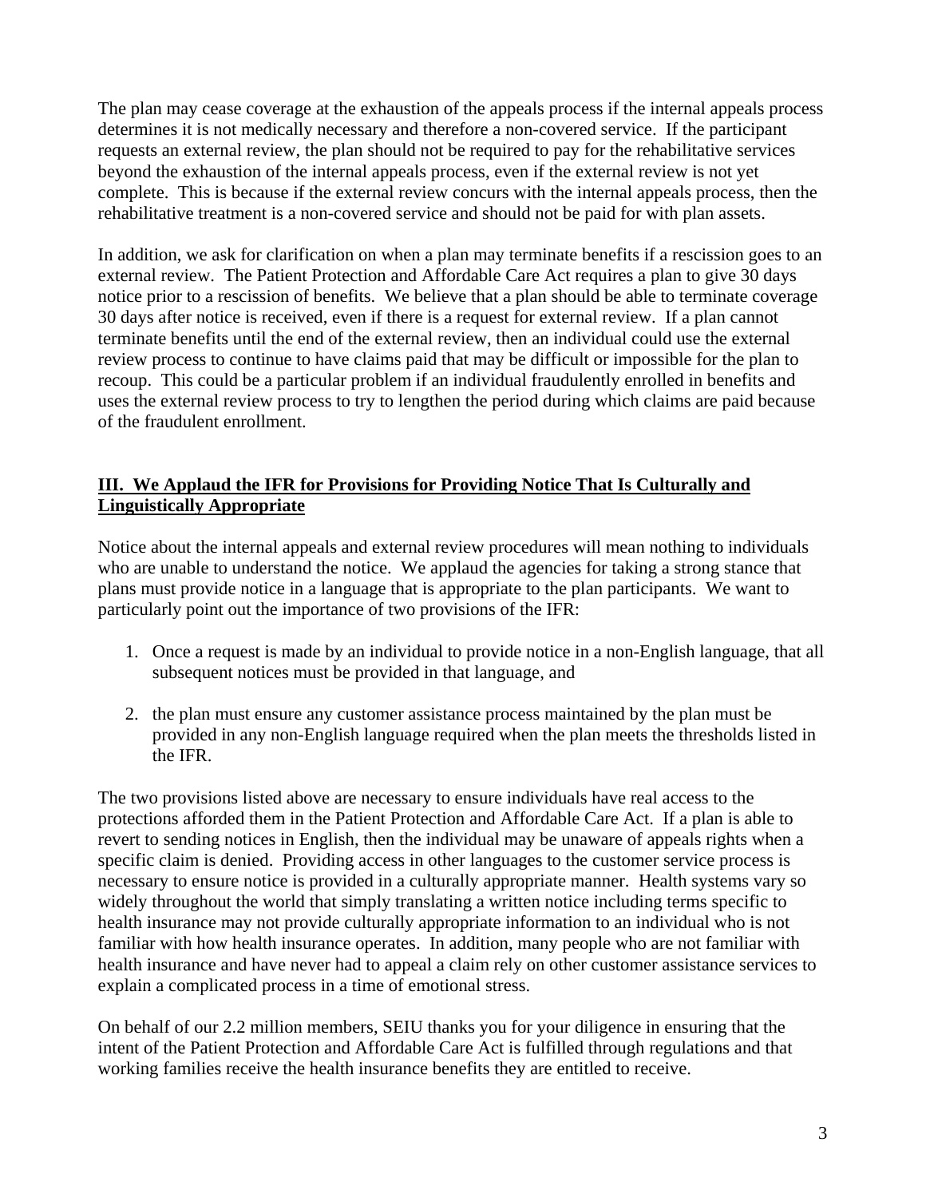The plan may cease coverage at the exhaustion of the appeals process if the internal appeals process determines it is not medically necessary and therefore a non-covered service. If the participant requests an external review, the plan should not be required to pay for the rehabilitative services beyond the exhaustion of the internal appeals process, even if the external review is not yet complete. This is because if the external review concurs with the internal appeals process, then the rehabilitative treatment is a non-covered service and should not be paid for with plan assets.

In addition, we ask for clarification on when a plan may terminate benefits if a rescission goes to an external review. The Patient Protection and Affordable Care Act requires a plan to give 30 days notice prior to a rescission of benefits. We believe that a plan should be able to terminate coverage 30 days after notice is received, even if there is a request for external review. If a plan cannot terminate benefits until the end of the external review, then an individual could use the external review process to continue to have claims paid that may be difficult or impossible for the plan to recoup. This could be a particular problem if an individual fraudulently enrolled in benefits and uses the external review process to try to lengthen the period during which claims are paid because of the fraudulent enrollment.

## III. We Applaud the IFR for Provisions for Providing Notice That Is Culturally and Linguistically Appropriate

Notice about the internal appeals and external review procedures will mean nothing to individuals who are unable to understand the notice. We applaud the agencies for taking a strong stance that plans must provide notice in a language that is appropriate to the plan participants. We want to particularly point out the importance of two provisions of the IFR:

1. Once a request is made by an individual to provide notice in a non-English language, that all subsequent notices must be provided in that language, and
2. the plan must ensure any customer assistance process maintained by the plan must be provided in any non-English language required when the plan meets the thresholds listed in the IFR.

The two provisions listed above are necessary to ensure individuals have real access to the protections afforded them in the Patient Protection and Affordable Care Act. If a plan is able to revert to sending notices in English, then the individual may be unaware of appeals rights when a specific claim is denied. Providing access in other languages to the customer service process is necessary to ensure notice is provided in a culturally appropriate manner. Health systems vary so widely throughout the world that simply translating a written notice including terms specific to health insurance may not provide culturally appropriate information to an individual who is not familiar with how health insurance operates. In addition, many people who are not familiar with health insurance and have never had to appeal a claim rely on other customer assistance services to explain a complicated process in a time of emotional stress.

On behalf of our 2.2 million members, SEIU thanks you for your diligence in ensuring that the intent of the Patient Protection and Affordable Care Act is fulfilled through regulations and that working families receive the health insurance benefits they are entitled to receive.